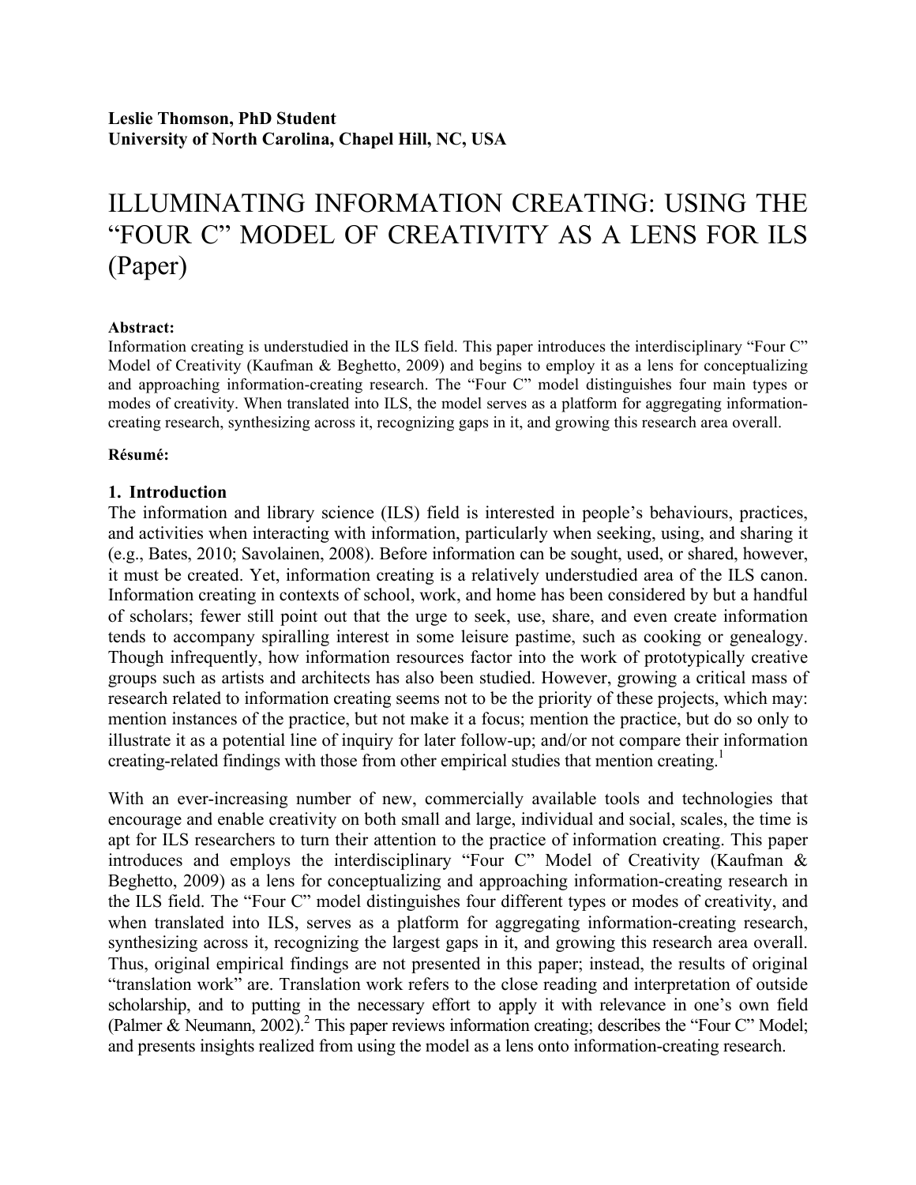**Leslie Thomson, PhD Student**
**University of North Carolina, Chapel Hill, NC, USA**

# ILLUMINATING INFORMATION CREATING: USING THE "FOUR C" MODEL OF CREATIVITY AS A LENS FOR ILS (Paper)

**Abstract:**
Information creating is understudied in the ILS field. This paper introduces the interdisciplinary "Four C" Model of Creativity (Kaufman & Beghetto, 2009) and begins to employ it as a lens for conceptualizing and approaching information-creating research. The "Four C" model distinguishes four main types or modes of creativity. When translated into ILS, the model serves as a platform for aggregating information-creating research, synthesizing across it, recognizing gaps in it, and growing this research area overall.

**Résumé:**

## 1. Introduction

The information and library science (ILS) field is interested in people's behaviours, practices, and activities when interacting with information, particularly when seeking, using, and sharing it (e.g., Bates, 2010; Savolainen, 2008). Before information can be sought, used, or shared, however, it must be created. Yet, information creating is a relatively understudied area of the ILS canon. Information creating in contexts of school, work, and home has been considered by but a handful of scholars; fewer still point out that the urge to seek, use, share, and even create information tends to accompany spiralling interest in some leisure pastime, such as cooking or genealogy. Though infrequently, how information resources factor into the work of prototypically creative groups such as artists and architects has also been studied. However, growing a critical mass of research related to information creating seems not to be the priority of these projects, which may: mention instances of the practice, but not make it a focus; mention the practice, but do so only to illustrate it as a potential line of inquiry for later follow-up; and/or not compare their information creating-related findings with those from other empirical studies that mention creating.[1]

With an ever-increasing number of new, commercially available tools and technologies that encourage and enable creativity on both small and large, individual and social, scales, the time is apt for ILS researchers to turn their attention to the practice of information creating. This paper introduces and employs the interdisciplinary "Four C" Model of Creativity (Kaufman & Beghetto, 2009) as a lens for conceptualizing and approaching information-creating research in the ILS field. The "Four C" model distinguishes four different types or modes of creativity, and when translated into ILS, serves as a platform for aggregating information-creating research, synthesizing across it, recognizing the largest gaps in it, and growing this research area overall. Thus, original empirical findings are not presented in this paper; instead, the results of original "translation work" are. Translation work refers to the close reading and interpretation of outside scholarship, and to putting in the necessary effort to apply it with relevance in one's own field (Palmer & Neumann, 2002).[2] This paper reviews information creating; describes the "Four C" Model; and presents insights realized from using the model as a lens onto information-creating research.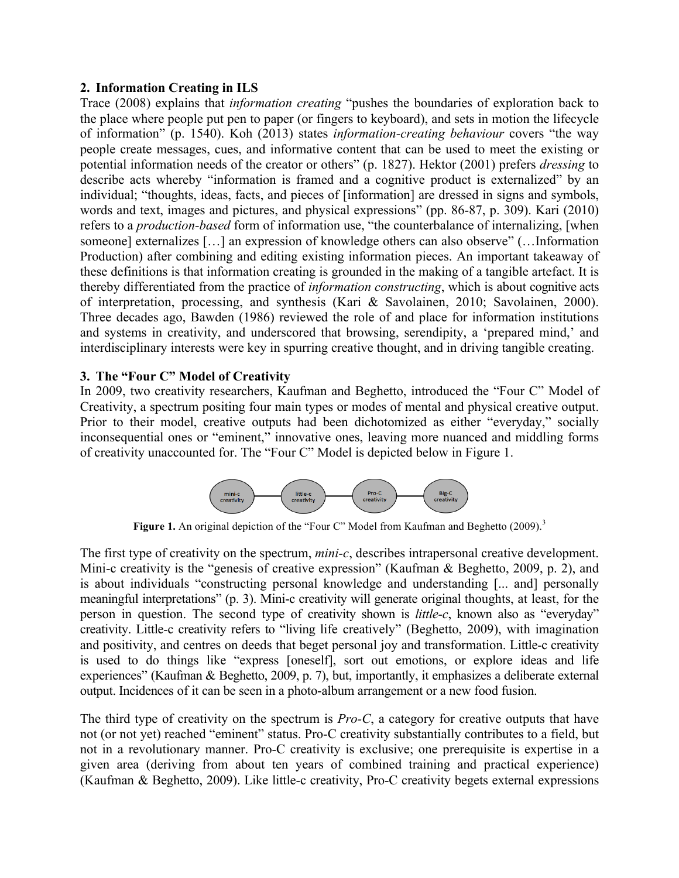## 2. Information Creating in ILS

Trace (2008) explains that *information creating* "pushes the boundaries of exploration back to the place where people put pen to paper (or fingers to keyboard), and sets in motion the lifecycle of information" (p. 1540). Koh (2013) states *information-creating behaviour* covers "the way people create messages, cues, and informative content that can be used to meet the existing or potential information needs of the creator or others" (p. 1827). Hektor (2001) prefers *dressing* to describe acts whereby "information is framed and a cognitive product is externalized" by an individual; "thoughts, ideas, facts, and pieces of [information] are dressed in signs and symbols, words and text, images and pictures, and physical expressions" (pp. 86-87, p. 309). Kari (2010) refers to a *production-based* form of information use, "the counterbalance of internalizing, [when someone] externalizes […] an expression of knowledge others can also observe" (…Information Production) after combining and editing existing information pieces. An important takeaway of these definitions is that information creating is grounded in the making of a tangible artefact. It is thereby differentiated from the practice of *information constructing*, which is about cognitive acts of interpretation, processing, and synthesis (Kari & Savolainen, 2010; Savolainen, 2000). Three decades ago, Bawden (1986) reviewed the role of and place for information institutions and systems in creativity, and underscored that browsing, serendipity, a 'prepared mind,' and interdisciplinary interests were key in spurring creative thought, and in driving tangible creating.

## 3. The "Four C" Model of Creativity

In 2009, two creativity researchers, Kaufman and Beghetto, introduced the "Four C" Model of Creativity, a spectrum positing four main types or modes of mental and physical creative output. Prior to their model, creative outputs had been dichotomized as either "everyday," socially inconsequential ones or "eminent," innovative ones, leaving more nuanced and middling forms of creativity unaccounted for. The "Four C" Model is depicted below in Figure 1.

mini-c creativity — little-c creativity — Pro-C creativity — Big-C creativity

**Figure 1.** An original depiction of the "Four C" Model from Kaufman and Beghetto (2009).[3]

The first type of creativity on the spectrum, *mini-c*, describes intrapersonal creative development. Mini-c creativity is the "genesis of creative expression" (Kaufman & Beghetto, 2009, p. 2), and is about individuals "constructing personal knowledge and understanding [... and] personally meaningful interpretations" (p. 3). Mini-c creativity will generate original thoughts, at least, for the person in question. The second type of creativity shown is *little-c*, known also as "everyday" creativity. Little-c creativity refers to "living life creatively" (Beghetto, 2009), with imagination and positivity, and centres on deeds that beget personal joy and transformation. Little-c creativity is used to do things like "express [oneself], sort out emotions, or explore ideas and life experiences" (Kaufman & Beghetto, 2009, p. 7), but, importantly, it emphasizes a deliberate external output. Incidences of it can be seen in a photo-album arrangement or a new food fusion.

The third type of creativity on the spectrum is *Pro-C*, a category for creative outputs that have not (or not yet) reached "eminent" status. Pro-C creativity substantially contributes to a field, but not in a revolutionary manner. Pro-C creativity is exclusive; one prerequisite is expertise in a given area (deriving from about ten years of combined training and practical experience) (Kaufman & Beghetto, 2009). Like little-c creativity, Pro-C creativity begets external expressions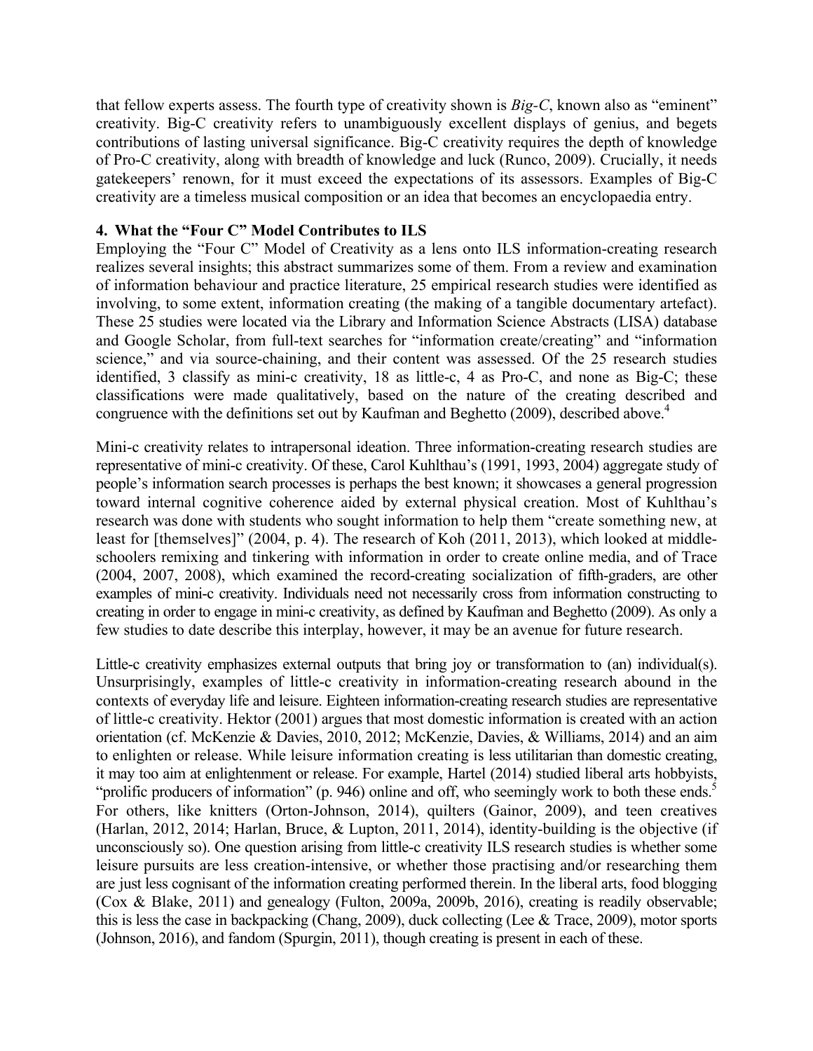that fellow experts assess. The fourth type of creativity shown is *Big-C*, known also as "eminent" creativity. Big-C creativity refers to unambiguously excellent displays of genius, and begets contributions of lasting universal significance. Big-C creativity requires the depth of knowledge of Pro-C creativity, along with breadth of knowledge and luck (Runco, 2009). Crucially, it needs gatekeepers' renown, for it must exceed the expectations of its assessors. Examples of Big-C creativity are a timeless musical composition or an idea that becomes an encyclopaedia entry.

## 4. What the "Four C" Model Contributes to ILS

Employing the "Four C" Model of Creativity as a lens onto ILS information-creating research realizes several insights; this abstract summarizes some of them. From a review and examination of information behaviour and practice literature, 25 empirical research studies were identified as involving, to some extent, information creating (the making of a tangible documentary artefact). These 25 studies were located via the Library and Information Science Abstracts (LISA) database and Google Scholar, from full-text searches for "information create/creating" and "information science," and via source-chaining, and their content was assessed. Of the 25 research studies identified, 3 classify as mini-c creativity, 18 as little-c, 4 as Pro-C, and none as Big-C; these classifications were made qualitatively, based on the nature of the creating described and congruence with the definitions set out by Kaufman and Beghetto (2009), described above.[4]

Mini-c creativity relates to intrapersonal ideation. Three information-creating research studies are representative of mini-c creativity. Of these, Carol Kuhlthau's (1991, 1993, 2004) aggregate study of people's information search processes is perhaps the best known; it showcases a general progression toward internal cognitive coherence aided by external physical creation. Most of Kuhlthau's research was done with students who sought information to help them "create something new, at least for [themselves]" (2004, p. 4). The research of Koh (2011, 2013), which looked at middle-schoolers remixing and tinkering with information in order to create online media, and of Trace (2004, 2007, 2008), which examined the record-creating socialization of fifth-graders, are other examples of mini-c creativity. Individuals need not necessarily cross from information constructing to creating in order to engage in mini-c creativity, as defined by Kaufman and Beghetto (2009). As only a few studies to date describe this interplay, however, it may be an avenue for future research.

Little-c creativity emphasizes external outputs that bring joy or transformation to (an) individual(s). Unsurprisingly, examples of little-c creativity in information-creating research abound in the contexts of everyday life and leisure. Eighteen information-creating research studies are representative of little-c creativity. Hektor (2001) argues that most domestic information is created with an action orientation (cf. McKenzie & Davies, 2010, 2012; McKenzie, Davies, & Williams, 2014) and an aim to enlighten or release. While leisure information creating is less utilitarian than domestic creating, it may too aim at enlightenment or release. For example, Hartel (2014) studied liberal arts hobbyists, "prolific producers of information" (p. 946) online and off, who seemingly work to both these ends.[5] For others, like knitters (Orton-Johnson, 2014), quilters (Gainor, 2009), and teen creatives (Harlan, 2012, 2014; Harlan, Bruce, & Lupton, 2011, 2014), identity-building is the objective (if unconsciously so). One question arising from little-c creativity ILS research studies is whether some leisure pursuits are less creation-intensive, or whether those practising and/or researching them are just less cognisant of the information creating performed therein. In the liberal arts, food blogging (Cox & Blake, 2011) and genealogy (Fulton, 2009a, 2009b, 2016), creating is readily observable; this is less the case in backpacking (Chang, 2009), duck collecting (Lee & Trace, 2009), motor sports (Johnson, 2016), and fandom (Spurgin, 2011), though creating is present in each of these.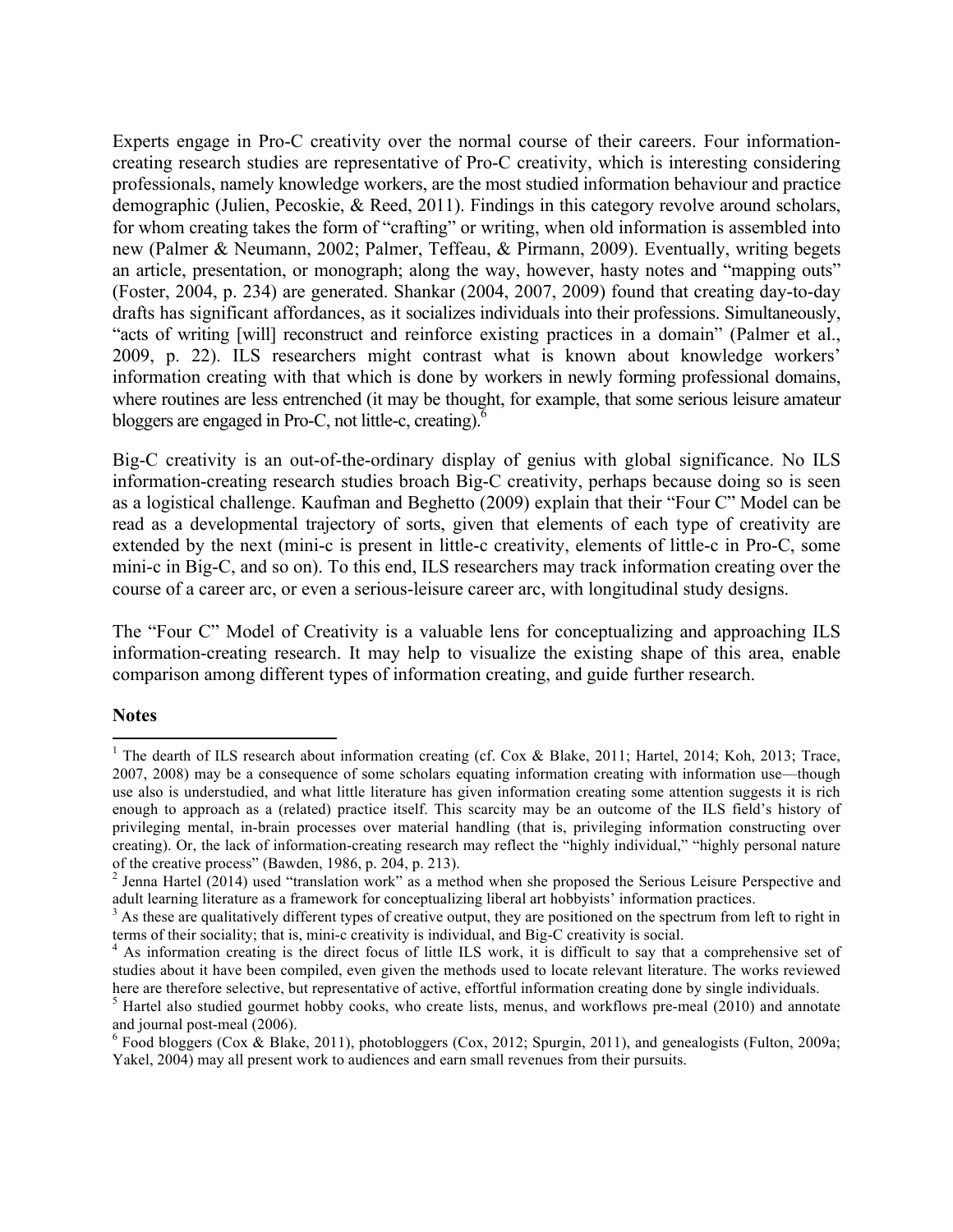Experts engage in Pro-C creativity over the normal course of their careers. Four information-creating research studies are representative of Pro-C creativity, which is interesting considering professionals, namely knowledge workers, are the most studied information behaviour and practice demographic (Julien, Pecoskie, & Reed, 2011). Findings in this category revolve around scholars, for whom creating takes the form of "crafting" or writing, when old information is assembled into new (Palmer & Neumann, 2002; Palmer, Teffeau, & Pirmann, 2009). Eventually, writing begets an article, presentation, or monograph; along the way, however, hasty notes and "mapping outs" (Foster, 2004, p. 234) are generated. Shankar (2004, 2007, 2009) found that creating day-to-day drafts has significant affordances, as it socializes individuals into their professions. Simultaneously, "acts of writing [will] reconstruct and reinforce existing practices in a domain" (Palmer et al., 2009, p. 22). ILS researchers might contrast what is known about knowledge workers' information creating with that which is done by workers in newly forming professional domains, where routines are less entrenched (it may be thought, for example, that some serious leisure amateur bloggers are engaged in Pro-C, not little-c, creating).[6]

Big-C creativity is an out-of-the-ordinary display of genius with global significance. No ILS information-creating research studies broach Big-C creativity, perhaps because doing so is seen as a logistical challenge. Kaufman and Beghetto (2009) explain that their "Four C" Model can be read as a developmental trajectory of sorts, given that elements of each type of creativity are extended by the next (mini-c is present in little-c creativity, elements of little-c in Pro-C, some mini-c in Big-C, and so on). To this end, ILS researchers may track information creating over the course of a career arc, or even a serious-leisure career arc, with longitudinal study designs.

The "Four C" Model of Creativity is a valuable lens for conceptualizing and approaching ILS information-creating research. It may help to visualize the existing shape of this area, enable comparison among different types of information creating, and guide further research.

**Notes**

[1] The dearth of ILS research about information creating (cf. Cox & Blake, 2011; Hartel, 2014; Koh, 2013; Trace, 2007, 2008) may be a consequence of some scholars equating information creating with information use—though use also is understudied, and what little literature has given information creating some attention suggests it is rich enough to approach as a (related) practice itself. This scarcity may be an outcome of the ILS field's history of privileging mental, in-brain processes over material handling (that is, privileging information constructing over creating). Or, the lack of information-creating research may reflect the "highly individual," "highly personal nature of the creative process" (Bawden, 1986, p. 204, p. 213).

[2] Jenna Hartel (2014) used "translation work" as a method when she proposed the Serious Leisure Perspective and adult learning literature as a framework for conceptualizing liberal art hobbyists' information practices.

[3] As these are qualitatively different types of creative output, they are positioned on the spectrum from left to right in terms of their sociality; that is, mini-c creativity is individual, and Big-C creativity is social.

[4] As information creating is the direct focus of little ILS work, it is difficult to say that a comprehensive set of studies about it have been compiled, even given the methods used to locate relevant literature. The works reviewed here are therefore selective, but representative of active, effortful information creating done by single individuals.

[5] Hartel also studied gourmet hobby cooks, who create lists, menus, and workflows pre-meal (2010) and annotate and journal post-meal (2006).

[6] Food bloggers (Cox & Blake, 2011), photobloggers (Cox, 2012; Spurgin, 2011), and genealogists (Fulton, 2009a; Yakel, 2004) may all present work to audiences and earn small revenues from their pursuits.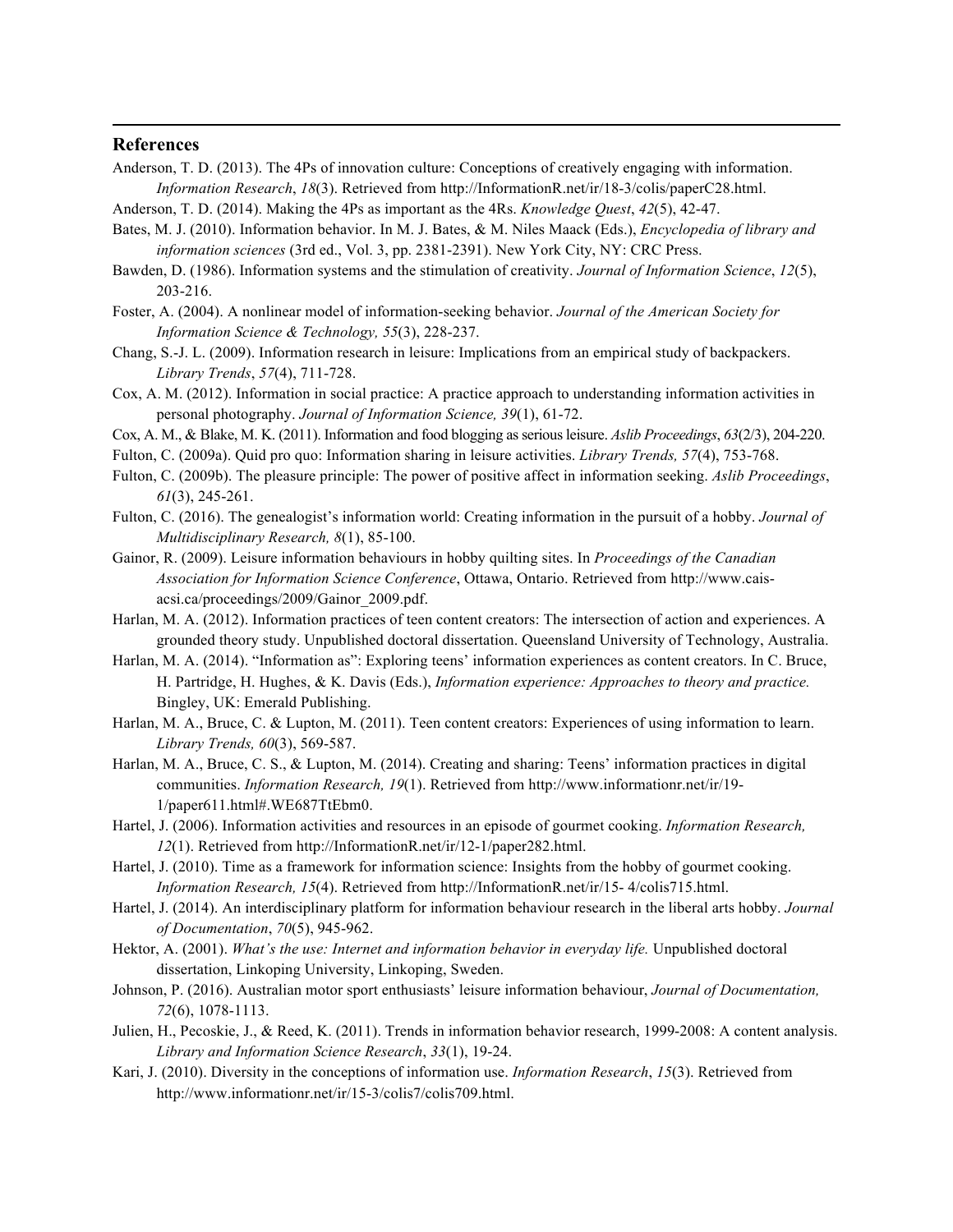## References

Anderson, T. D. (2013). The 4Ps of innovation culture: Conceptions of creatively engaging with information. *Information Research*, *18*(3). Retrieved from http://InformationR.net/ir/18-3/colis/paperC28.html.

Anderson, T. D. (2014). Making the 4Ps as important as the 4Rs. *Knowledge Quest*, *42*(5), 42-47.

Bates, M. J. (2010). Information behavior. In M. J. Bates, & M. Niles Maack (Eds.), *Encyclopedia of library and information sciences* (3rd ed., Vol. 3, pp. 2381-2391). New York City, NY: CRC Press.

Bawden, D. (1986). Information systems and the stimulation of creativity. *Journal of Information Science*, *12*(5), 203-216.

Foster, A. (2004). A nonlinear model of information-seeking behavior. *Journal of the American Society for Information Science & Technology, 55*(3), 228-237.

Chang, S.-J. L. (2009). Information research in leisure: Implications from an empirical study of backpackers. *Library Trends*, *57*(4), 711-728.

Cox, A. M. (2012). Information in social practice: A practice approach to understanding information activities in personal photography. *Journal of Information Science, 39*(1), 61-72.

Cox, A. M., & Blake, M. K. (2011). Information and food blogging as serious leisure. *Aslib Proceedings*, *63*(2/3), 204-220.

Fulton, C. (2009a). Quid pro quo: Information sharing in leisure activities. *Library Trends, 57*(4), 753-768.

Fulton, C. (2009b). The pleasure principle: The power of positive affect in information seeking. *Aslib Proceedings*, *61*(3), 245-261.

Fulton, C. (2016). The genealogist's information world: Creating information in the pursuit of a hobby. *Journal of Multidisciplinary Research, 8*(1), 85-100.

Gainor, R. (2009). Leisure information behaviours in hobby quilting sites. In *Proceedings of the Canadian Association for Information Science Conference*, Ottawa, Ontario. Retrieved from http://www.cais-acsi.ca/proceedings/2009/Gainor_2009.pdf.

Harlan, M. A. (2012). Information practices of teen content creators: The intersection of action and experiences. A grounded theory study. Unpublished doctoral dissertation. Queensland University of Technology, Australia.

Harlan, M. A. (2014). "Information as": Exploring teens' information experiences as content creators. In C. Bruce, H. Partridge, H. Hughes, & K. Davis (Eds.), *Information experience: Approaches to theory and practice.* Bingley, UK: Emerald Publishing.

Harlan, M. A., Bruce, C. & Lupton, M. (2011). Teen content creators: Experiences of using information to learn. *Library Trends, 60*(3), 569-587.

Harlan, M. A., Bruce, C. S., & Lupton, M. (2014). Creating and sharing: Teens' information practices in digital communities. *Information Research, 19*(1). Retrieved from http://www.informationr.net/ir/19-1/paper611.html#.WE687TtEbm0.

Hartel, J. (2006). Information activities and resources in an episode of gourmet cooking. *Information Research, 12*(1). Retrieved from http://InformationR.net/ir/12-1/paper282.html.

Hartel, J. (2010). Time as a framework for information science: Insights from the hobby of gourmet cooking. *Information Research, 15*(4). Retrieved from http://InformationR.net/ir/15- 4/colis715.html.

Hartel, J. (2014). An interdisciplinary platform for information behaviour research in the liberal arts hobby. *Journal of Documentation*, *70*(5), 945-962.

Hektor, A. (2001). *What's the use: Internet and information behavior in everyday life.* Unpublished doctoral dissertation, Linkoping University, Linkoping, Sweden.

Johnson, P. (2016). Australian motor sport enthusiasts' leisure information behaviour, *Journal of Documentation, 72*(6), 1078-1113.

Julien, H., Pecoskie, J., & Reed, K. (2011). Trends in information behavior research, 1999-2008: A content analysis. *Library and Information Science Research*, *33*(1), 19-24.

Kari, J. (2010). Diversity in the conceptions of information use. *Information Research*, *15*(3). Retrieved from http://www.informationr.net/ir/15-3/colis7/colis709.html.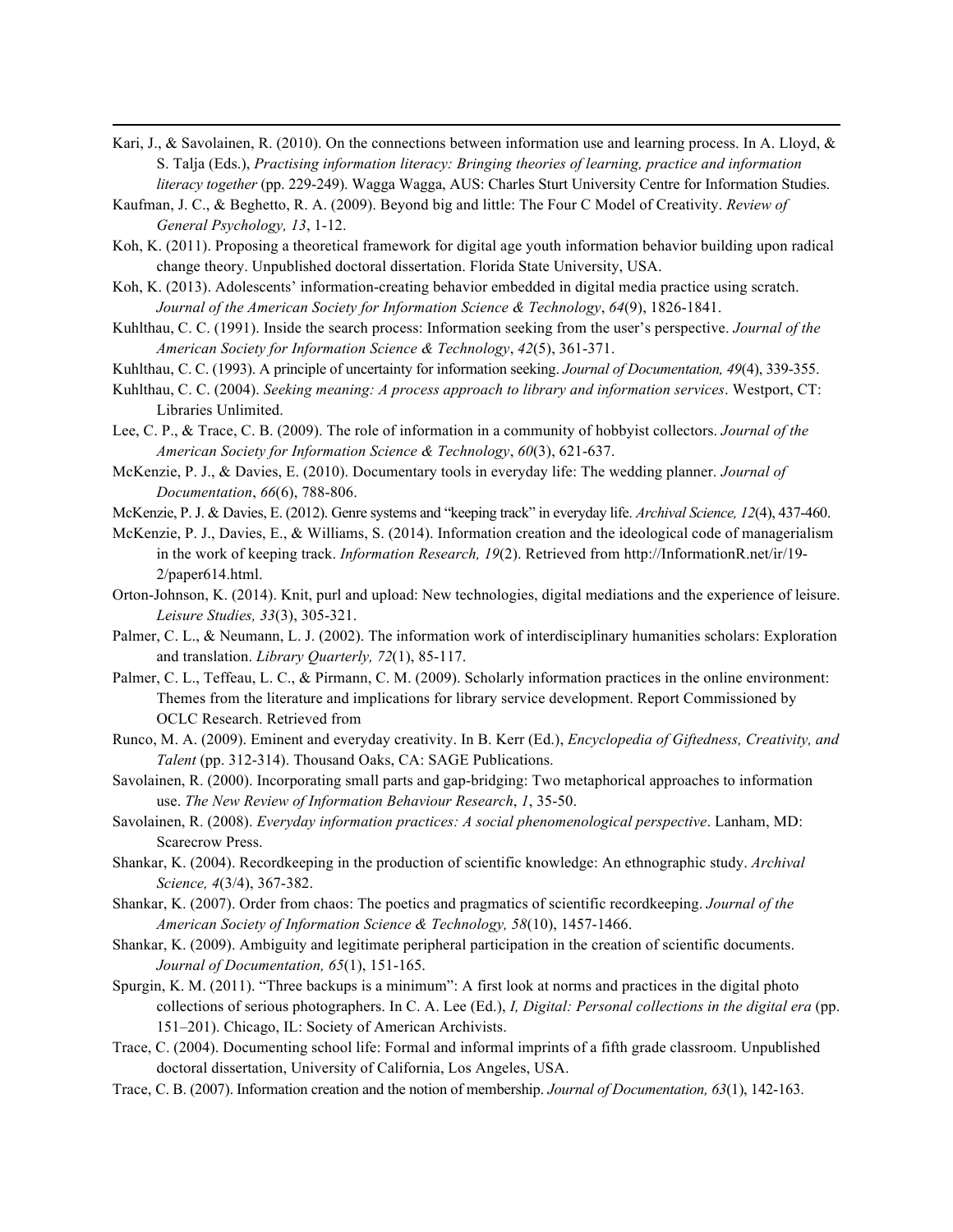Kari, J., & Savolainen, R. (2010). On the connections between information use and learning process. In A. Lloyd, & S. Talja (Eds.), *Practising information literacy: Bringing theories of learning, practice and information literacy together* (pp. 229-249). Wagga Wagga, AUS: Charles Sturt University Centre for Information Studies.

Kaufman, J. C., & Beghetto, R. A. (2009). Beyond big and little: The Four C Model of Creativity. *Review of General Psychology, 13*, 1-12.

Koh, K. (2011). Proposing a theoretical framework for digital age youth information behavior building upon radical change theory. Unpublished doctoral dissertation. Florida State University, USA.

Koh, K. (2013). Adolescents' information-creating behavior embedded in digital media practice using scratch. *Journal of the American Society for Information Science & Technology*, *64*(9), 1826-1841.

Kuhlthau, C. C. (1991). Inside the search process: Information seeking from the user's perspective. *Journal of the American Society for Information Science & Technology*, *42*(5), 361-371.

Kuhlthau, C. C. (1993). A principle of uncertainty for information seeking. *Journal of Documentation, 49*(4), 339-355.

Kuhlthau, C. C. (2004). *Seeking meaning: A process approach to library and information services*. Westport, CT: Libraries Unlimited.

Lee, C. P., & Trace, C. B. (2009). The role of information in a community of hobbyist collectors. *Journal of the American Society for Information Science & Technology*, *60*(3), 621-637.

McKenzie, P. J., & Davies, E. (2010). Documentary tools in everyday life: The wedding planner. *Journal of Documentation*, *66*(6), 788-806.

McKenzie, P. J. & Davies, E. (2012). Genre systems and "keeping track" in everyday life. *Archival Science, 12*(4), 437-460.

McKenzie, P. J., Davies, E., & Williams, S. (2014). Information creation and the ideological code of managerialism in the work of keeping track. *Information Research, 19*(2). Retrieved from http://InformationR.net/ir/19-2/paper614.html.

Orton-Johnson, K. (2014). Knit, purl and upload: New technologies, digital mediations and the experience of leisure. *Leisure Studies, 33*(3), 305-321.

Palmer, C. L., & Neumann, L. J. (2002). The information work of interdisciplinary humanities scholars: Exploration and translation. *Library Quarterly, 72*(1), 85-117.

Palmer, C. L., Teffeau, L. C., & Pirmann, C. M. (2009). Scholarly information practices in the online environment: Themes from the literature and implications for library service development. Report Commissioned by OCLC Research. Retrieved from

Runco, M. A. (2009). Eminent and everyday creativity. In B. Kerr (Ed.), *Encyclopedia of Giftedness, Creativity, and Talent* (pp. 312-314). Thousand Oaks, CA: SAGE Publications.

Savolainen, R. (2000). Incorporating small parts and gap-bridging: Two metaphorical approaches to information use. *The New Review of Information Behaviour Research*, *1*, 35-50.

Savolainen, R. (2008). *Everyday information practices: A social phenomenological perspective*. Lanham, MD: Scarecrow Press.

Shankar, K. (2004). Recordkeeping in the production of scientific knowledge: An ethnographic study. *Archival Science, 4*(3/4), 367-382.

Shankar, K. (2007). Order from chaos: The poetics and pragmatics of scientific recordkeeping. *Journal of the American Society of Information Science & Technology, 58*(10), 1457-1466.

Shankar, K. (2009). Ambiguity and legitimate peripheral participation in the creation of scientific documents. *Journal of Documentation, 65*(1), 151-165.

Spurgin, K. M. (2011). "Three backups is a minimum": A first look at norms and practices in the digital photo collections of serious photographers. In C. A. Lee (Ed.), *I, Digital: Personal collections in the digital era* (pp. 151–201). Chicago, IL: Society of American Archivists.

Trace, C. (2004). Documenting school life: Formal and informal imprints of a fifth grade classroom. Unpublished doctoral dissertation, University of California, Los Angeles, USA.

Trace, C. B. (2007). Information creation and the notion of membership. *Journal of Documentation, 63*(1), 142-163.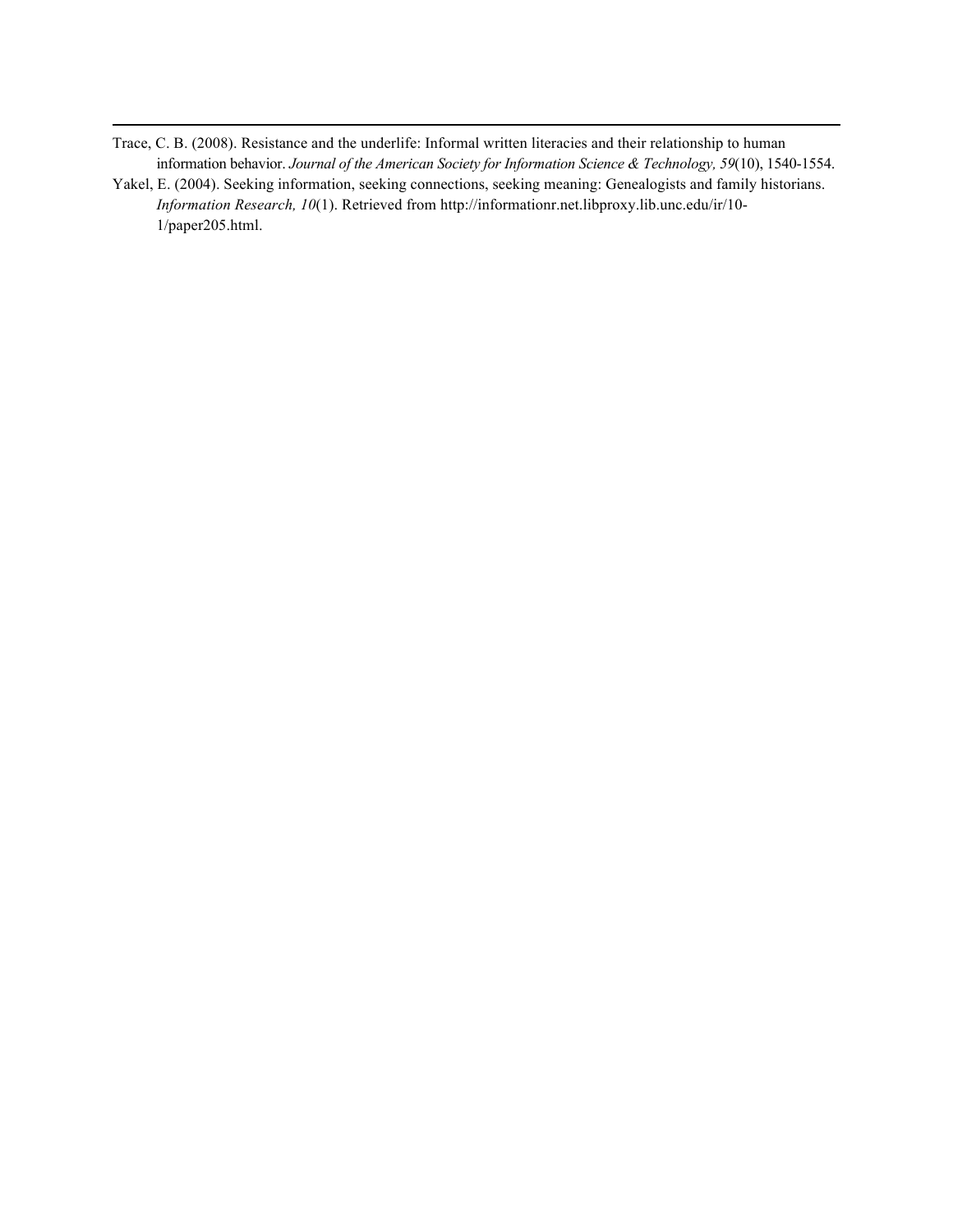Trace, C. B. (2008). Resistance and the underlife: Informal written literacies and their relationship to human information behavior. *Journal of the American Society for Information Science & Technology, 59*(10), 1540-1554.

Yakel, E. (2004). Seeking information, seeking connections, seeking meaning: Genealogists and family historians. *Information Research, 10*(1). Retrieved from http://informationr.net.libproxy.lib.unc.edu/ir/10-1/paper205.html.